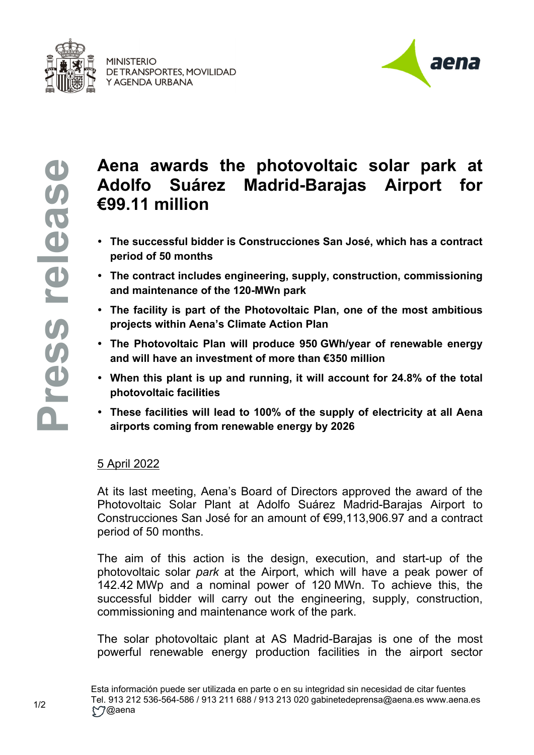MINISTERIO DE TRANSPORTES, MOVILIDAD Y AGENDA URBANA

aena

Press release

# Aena awards the photovoltaic solar park at Adolfo Suárez Madrid-Barajas Airport for €99.11 million

- **The successful bidder is Construcciones San José, which has a contract period of 50 months**
- **The contract includes engineering, supply, construction, commissioning and maintenance of the 120-MWn park**
- **The facility is part of the Photovoltaic Plan, one of the most ambitious projects within Aena's Climate Action Plan**
- **The Photovoltaic Plan will produce 950 GWh/year of renewable energy and will have an investment of more than €350 million**
- **When this plant is up and running, it will account for 24.8% of the total photovoltaic facilities**
- **These facilities will lead to 100% of the supply of electricity at all Aena airports coming from renewable energy by 2026**

5 April 2022

At its last meeting, Aena's Board of Directors approved the award of the Photovoltaic Solar Plant at Adolfo Suárez Madrid-Barajas Airport to Construcciones San José for an amount of €99,113,906.97 and a contract period of 50 months.

The aim of this action is the design, execution, and start-up of the photovoltaic solar *park* at the Airport, which will have a peak power of 142.42 MWp and a nominal power of 120 MWn. To achieve this, the successful bidder will carry out the engineering, supply, construction, commissioning and maintenance work of the park.

The solar photovoltaic plant at AS Madrid-Barajas is one of the most powerful renewable energy production facilities in the airport sector

Esta información puede ser utilizada en parte o en su integridad sin necesidad de citar fuentes
Tel. 913 212 536-564-586 / 913 211 688 / 913 213 020 gabinetedeprensa@aena.es www.aena.es
@aena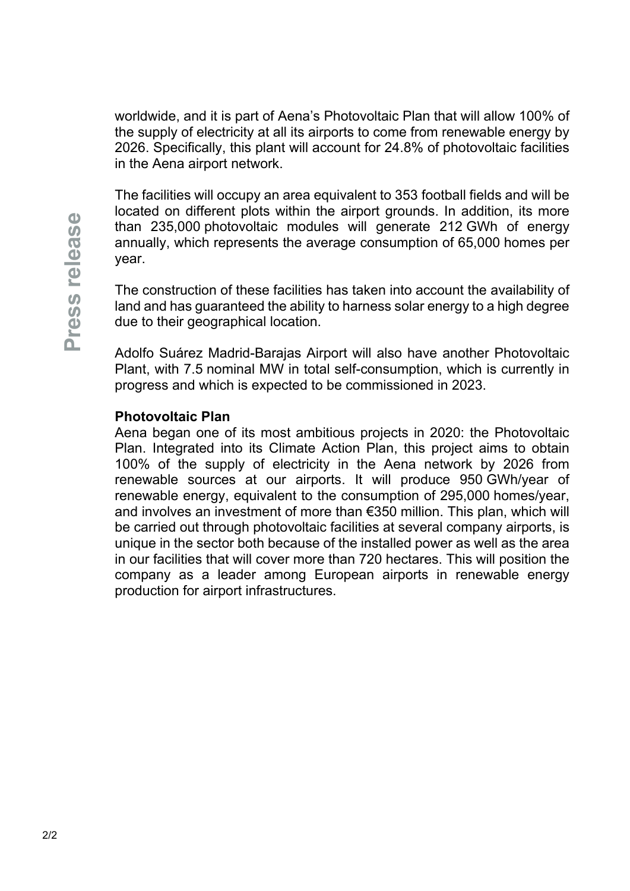worldwide, and it is part of Aena's Photovoltaic Plan that will allow 100% of the supply of electricity at all its airports to come from renewable energy by 2026. Specifically, this plant will account for 24.8% of photovoltaic facilities in the Aena airport network.

The facilities will occupy an area equivalent to 353 football fields and will be located on different plots within the airport grounds. In addition, its more than 235,000 photovoltaic modules will generate 212 GWh of energy annually, which represents the average consumption of 65,000 homes per year.

The construction of these facilities has taken into account the availability of land and has guaranteed the ability to harness solar energy to a high degree due to their geographical location.

Adolfo Suárez Madrid-Barajas Airport will also have another Photovoltaic Plant, with 7.5 nominal MW in total self-consumption, which is currently in progress and which is expected to be commissioned in 2023.

**Photovoltaic Plan**

Aena began one of its most ambitious projects in 2020: the Photovoltaic Plan. Integrated into its Climate Action Plan, this project aims to obtain 100% of the supply of electricity in the Aena network by 2026 from renewable sources at our airports. It will produce 950 GWh/year of renewable energy, equivalent to the consumption of 295,000 homes/year, and involves an investment of more than €350 million. This plan, which will be carried out through photovoltaic facilities at several company airports, is unique in the sector both because of the installed power as well as the area in our facilities that will cover more than 720 hectares. This will position the company as a leader among European airports in renewable energy production for airport infrastructures.